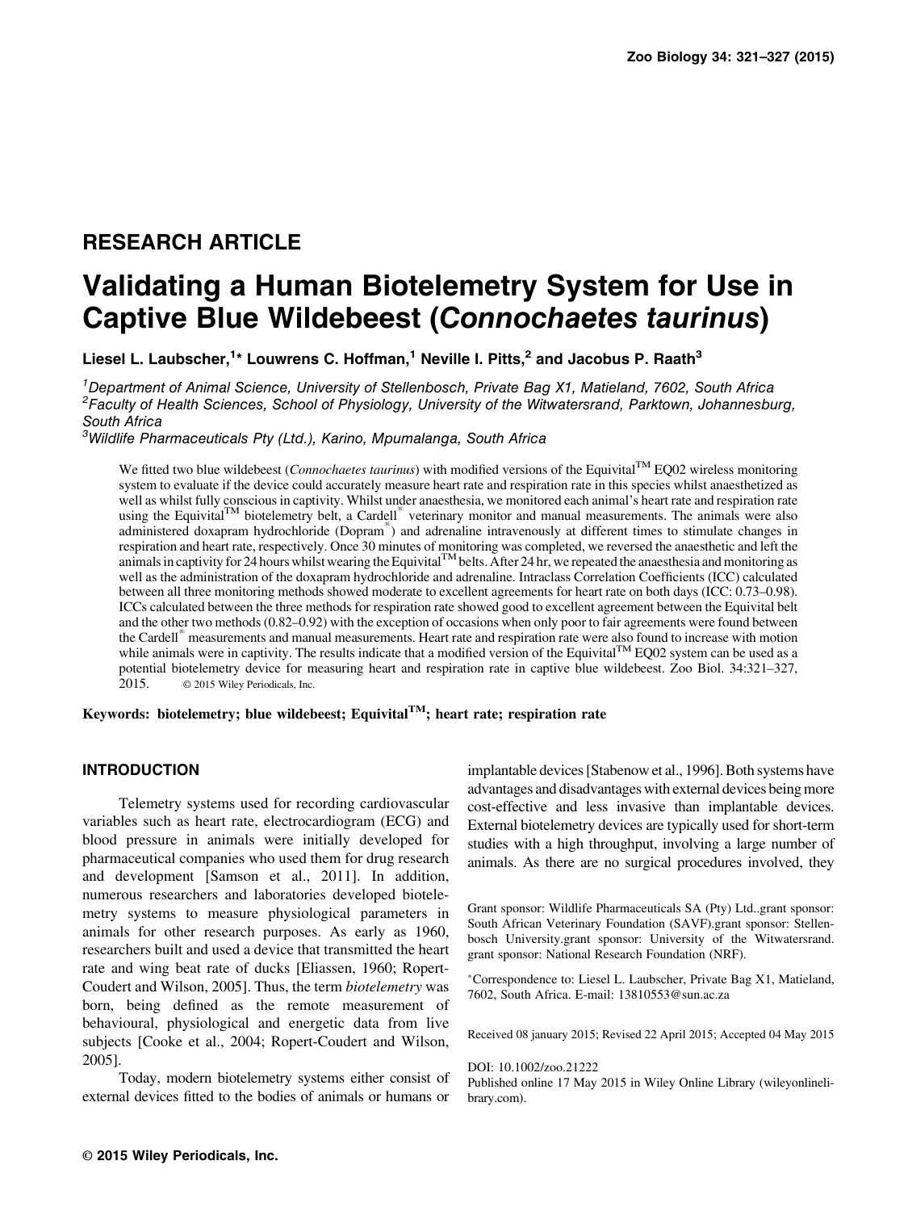## RESEARCH ARTICLE

# Validating a Human Biotelemetry System for Use in Captive Blue Wildebeest (*Connochaetes taurinus*)

**Liesel L. Laubscher,[1]* Louwrens C. Hoffman,[1] Neville I. Pitts,[2] and Jacobus P. Raath[3]**

[1] *Department of Animal Science, University of Stellenbosch, Private Bag X1, Matieland, 7602, South Africa*
[2] *Faculty of Health Sciences, School of Physiology, University of the Witwatersrand, Parktown, Johannesburg, South Africa*
[3] *Wildlife Pharmaceuticals Pty (Ltd.), Karino, Mpumalanga, South Africa*

We fitted two blue wildebeest (*Connochaetes taurinus*) with modified versions of the Equivital™ EQ02 wireless monitoring system to evaluate if the device could accurately measure heart rate and respiration rate in this species whilst anaesthetized as well as whilst fully conscious in captivity. Whilst under anaesthesia, we monitored each animal's heart rate and respiration rate using the Equivital™ biotelemetry belt, a Cardell® veterinary monitor and manual measurements. The animals were also administered doxapram hydrochloride (Dopram®) and adrenaline intravenously at different times to stimulate changes in respiration and heart rate, respectively. Once 30 minutes of monitoring was completed, we reversed the anaesthetic and left the animals in captivity for 24 hours whilst wearing the Equivital™ belts. After 24 hr, we repeated the anaesthesia and monitoring as well as the administration of the doxapram hydrochloride and adrenaline. Intraclass Correlation Coefficients (ICC) calculated between all three monitoring methods showed moderate to excellent agreements for heart rate on both days (ICC: 0.73–0.98). ICCs calculated between the three methods for respiration rate showed good to excellent agreement between the Equivital belt and the other two methods (0.82–0.92) with the exception of occasions when only poor to fair agreements were found between the Cardell® measurements and manual measurements. Heart rate and respiration rate were also found to increase with motion while animals were in captivity. The results indicate that a modified version of the Equivital™ EQ02 system can be used as a potential biotelemetry device for measuring heart and respiration rate in captive blue wildebeest. Zoo Biol. 34:321–327, 2015. © 2015 Wiley Periodicals, Inc.

**Keywords: biotelemetry; blue wildebeest; Equivital™; heart rate; respiration rate**

## INTRODUCTION

Telemetry systems used for recording cardiovascular variables such as heart rate, electrocardiogram (ECG) and blood pressure in animals were initially developed for pharmaceutical companies who used them for drug research and development [Samson et al., 2011]. In addition, numerous researchers and laboratories developed biotelemetry systems to measure physiological parameters in animals for other research purposes. As early as 1960, researchers built and used a device that transmitted the heart rate and wing beat rate of ducks [Eliassen, 1960; Ropert-Coudert and Wilson, 2005]. Thus, the term *biotelemetry* was born, being defined as the remote measurement of behavioural, physiological and energetic data from live subjects [Cooke et al., 2004; Ropert-Coudert and Wilson, 2005].

Today, modern biotelemetry systems either consist of external devices fitted to the bodies of animals or humans or implantable devices [Stabenow et al., 1996]. Both systems have advantages and disadvantages with external devices being more cost-effective and less invasive than implantable devices. External biotelemetry devices are typically used for short-term studies with a high throughput, involving a large number of animals. As there are no surgical procedures involved, they

Grant sponsor: Wildlife Pharmaceuticals SA (Pty) Ltd..grant sponsor: South African Veterinary Foundation (SAVF).grant sponsor: Stellenbosch University.grant sponsor: University of the Witwatersrand. grant sponsor: National Research Foundation (NRF).

*Correspondence to: Liesel L. Laubscher, Private Bag X1, Matieland, 7602, South Africa. E-mail: 13810553@sun.ac.za

Received 08 january 2015; Revised 22 April 2015; Accepted 04 May 2015

DOI: 10.1002/zoo.21222
Published online 17 May 2015 in Wiley Online Library (wileyonlinelibrary.com).

© 2015 Wiley Periodicals, Inc.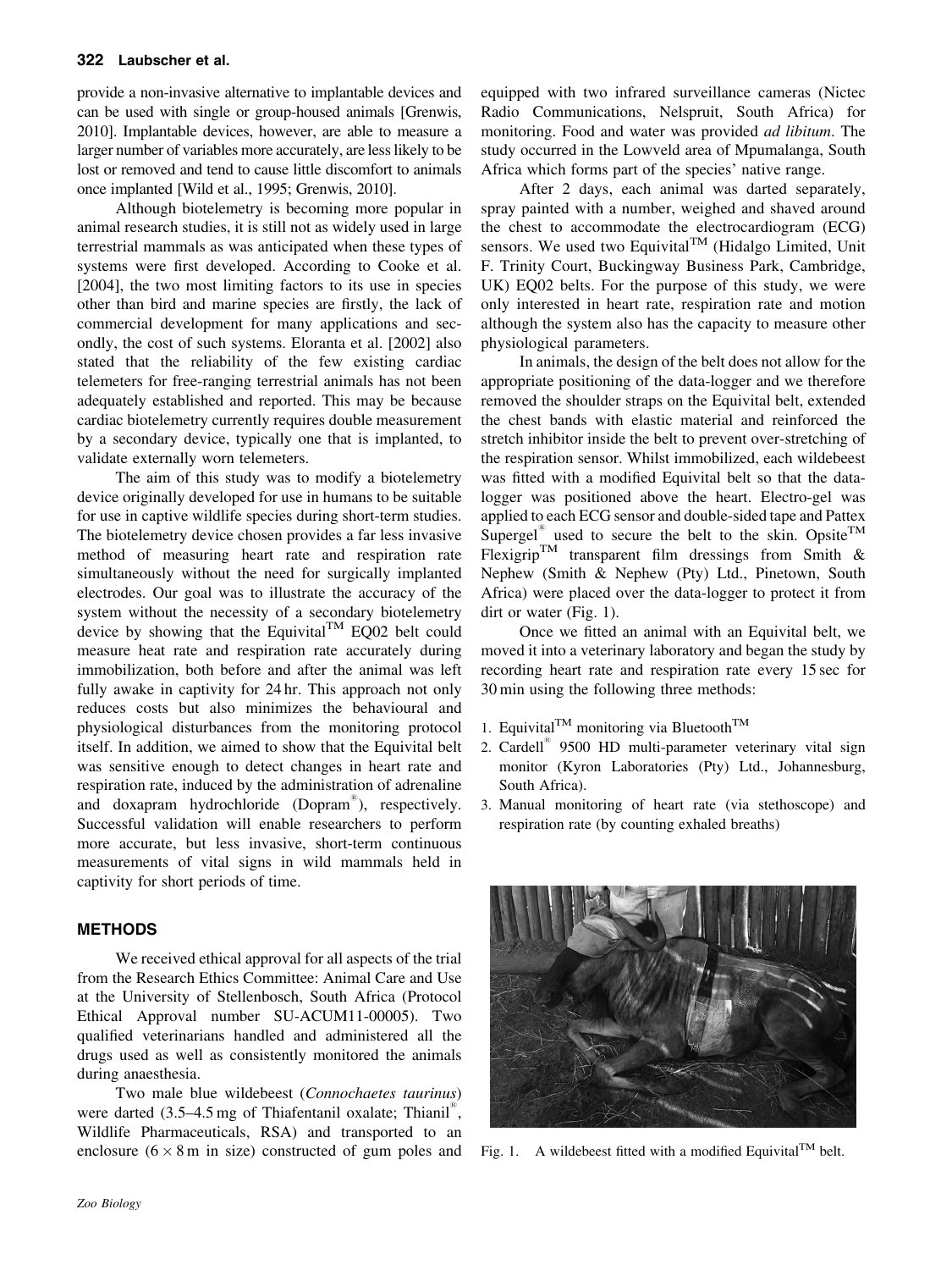provide a non-invasive alternative to implantable devices and can be used with single or group-housed animals [Grenwis, 2010]. Implantable devices, however, are able to measure a larger number of variables more accurately, are less likely to be lost or removed and tend to cause little discomfort to animals once implanted [Wild et al., 1995; Grenwis, 2010].

Although biotelemetry is becoming more popular in animal research studies, it is still not as widely used in large terrestrial mammals as was anticipated when these types of systems were first developed. According to Cooke et al. [2004], the two most limiting factors to its use in species other than bird and marine species are firstly, the lack of commercial development for many applications and secondly, the cost of such systems. Eloranta et al. [2002] also stated that the reliability of the few existing cardiac telemeters for free-ranging terrestrial animals has not been adequately established and reported. This may be because cardiac biotelemetry currently requires double measurement by a secondary device, typically one that is implanted, to validate externally worn telemeters.

The aim of this study was to modify a biotelemetry device originally developed for use in humans to be suitable for use in captive wildlife species during short-term studies. The biotelemetry device chosen provides a far less invasive method of measuring heart rate and respiration rate simultaneously without the need for surgically implanted electrodes. Our goal was to illustrate the accuracy of the system without the necessity of a secondary biotelemetry device by showing that the Equivital™ EQ02 belt could measure heat rate and respiration rate accurately during immobilization, both before and after the animal was left fully awake in captivity for 24 hr. This approach not only reduces costs but also minimizes the behavioural and physiological disturbances from the monitoring protocol itself. In addition, we aimed to show that the Equivital belt was sensitive enough to detect changes in heart rate and respiration rate, induced by the administration of adrenaline and doxapram hydrochloride (Dopram®), respectively. Successful validation will enable researchers to perform more accurate, but less invasive, short-term continuous measurements of vital signs in wild mammals held in captivity for short periods of time.

## METHODS

We received ethical approval for all aspects of the trial from the Research Ethics Committee: Animal Care and Use at the University of Stellenbosch, South Africa (Protocol Ethical Approval number SU-ACUM11-00005). Two qualified veterinarians handled and administered all the drugs used as well as consistently monitored the animals during anaesthesia.

Two male blue wildebeest (*Connochaetes taurinus*) were darted (3.5–4.5 mg of Thiafentanil oxalate; Thianil®, Wildlife Pharmaceuticals, RSA) and transported to an enclosure ($6 \times 8$ m in size) constructed of gum poles and equipped with two infrared surveillance cameras (Nictec Radio Communications, Nelspruit, South Africa) for monitoring. Food and water was provided *ad libitum*. The study occurred in the Lowveld area of Mpumalanga, South Africa which forms part of the species' native range.

After 2 days, each animal was darted separately, spray painted with a number, weighed and shaved around the chest to accommodate the electrocardiogram (ECG) sensors. We used two Equivital™ (Hidalgo Limited, Unit F. Trinity Court, Buckingway Business Park, Cambridge, UK) EQ02 belts. For the purpose of this study, we were only interested in heart rate, respiration rate and motion although the system also has the capacity to measure other physiological parameters.

In animals, the design of the belt does not allow for the appropriate positioning of the data-logger and we therefore removed the shoulder straps on the Equivital belt, extended the chest bands with elastic material and reinforced the stretch inhibitor inside the belt to prevent over-stretching of the respiration sensor. Whilst immobilized, each wildebeest was fitted with a modified Equivital belt so that the data-logger was positioned above the heart. Electro-gel was applied to each ECG sensor and double-sided tape and Pattex Supergel® used to secure the belt to the skin. Opsite™ Flexigrip™ transparent film dressings from Smith & Nephew (Smith & Nephew (Pty) Ltd., Pinetown, South Africa) were placed over the data-logger to protect it from dirt or water (Fig. 1).

Once we fitted an animal with an Equivital belt, we moved it into a veterinary laboratory and began the study by recording heart rate and respiration rate every 15 sec for 30 min using the following three methods:

1. Equivital™ monitoring via Bluetooth™
2. Cardell® 9500 HD multi-parameter veterinary vital sign monitor (Kyron Laboratories (Pty) Ltd., Johannesburg, South Africa).
3. Manual monitoring of heart rate (via stethoscope) and respiration rate (by counting exhaled breaths)

Fig. 1. A wildebeest fitted with a modified Equivital™ belt.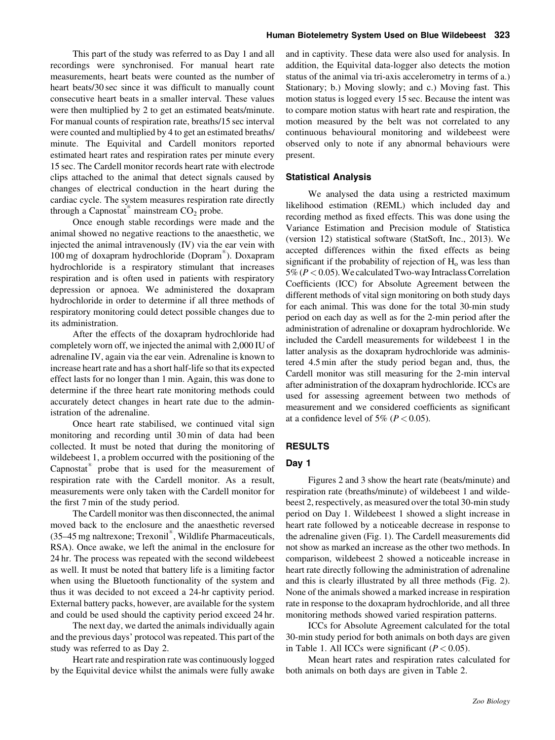This part of the study was referred to as Day 1 and all recordings were synchronised. For manual heart rate measurements, heart beats were counted as the number of heart beats/30 sec since it was difficult to manually count consecutive heart beats in a smaller interval. These values were then multiplied by 2 to get an estimated beats/minute. For manual counts of respiration rate, breaths/15 sec interval were counted and multiplied by 4 to get an estimated breaths/minute. The Equivital and Cardell monitors reported estimated heart rates and respiration rates per minute every 15 sec. The Cardell monitor records heart rate with electrode clips attached to the animal that detect signals caused by changes of electrical conduction in the heart during the cardiac cycle. The system measures respiration rate directly through a Capnostat® mainstream $CO_2$ probe.

Once enough stable recordings were made and the animal showed no negative reactions to the anaesthetic, we injected the animal intravenously (IV) via the ear vein with 100 mg of doxapram hydrochloride (Dopram®). Doxapram hydrochloride is a respiratory stimulant that increases respiration and is often used in patients with respiratory depression or apnoea. We administered the doxapram hydrochloride in order to determine if all three methods of respiratory monitoring could detect possible changes due to its administration.

After the effects of the doxapram hydrochloride had completely worn off, we injected the animal with 2,000 IU of adrenaline IV, again via the ear vein. Adrenaline is known to increase heart rate and has a short half-life so that its expected effect lasts for no longer than 1 min. Again, this was done to determine if the three heart rate monitoring methods could accurately detect changes in heart rate due to the administration of the adrenaline.

Once heart rate stabilised, we continued vital sign monitoring and recording until 30 min of data had been collected. It must be noted that during the monitoring of wildebeest 1, a problem occurred with the positioning of the Capnostat® probe that is used for the measurement of respiration rate with the Cardell monitor. As a result, measurements were only taken with the Cardell monitor for the first 7 min of the study period.

The Cardell monitor was then disconnected, the animal moved back to the enclosure and the anaesthetic reversed (35–45 mg naltrexone; Trexonil®, Wildlife Pharmaceuticals, RSA). Once awake, we left the animal in the enclosure for 24 hr. The process was repeated with the second wildebeest as well. It must be noted that battery life is a limiting factor when using the Bluetooth functionality of the system and thus it was decided to not exceed a 24-hr captivity period. External battery packs, however, are available for the system and could be used should the captivity period exceed 24 hr.

The next day, we darted the animals individually again and the previous days' protocol was repeated. This part of the study was referred to as Day 2.

Heart rate and respiration rate was continuously logged by the Equivital device whilst the animals were fully awake and in captivity. These data were also used for analysis. In addition, the Equivital data-logger also detects the motion status of the animal via tri-axis accelerometry in terms of a.) Stationary; b.) Moving slowly; and c.) Moving fast. This motion status is logged every 15 sec. Because the intent was to compare motion status with heart rate and respiration, the motion measured by the belt was not correlated to any continuous behavioural monitoring and wildebeest were observed only to note if any abnormal behaviours were present.

### Statistical Analysis

We analysed the data using a restricted maximum likelihood estimation (REML) which included day and recording method as fixed effects. This was done using the Variance Estimation and Precision module of Statistica (version 12) statistical software (StatSoft, Inc., 2013). We accepted differences within the fixed effects as being significant if the probability of rejection of $H_o$ was less than 5% ($P < 0.05$). We calculated Two-way Intraclass Correlation Coefficients (ICC) for Absolute Agreement between the different methods of vital sign monitoring on both study days for each animal. This was done for the total 30-min study period on each day as well as for the 2-min period after the administration of adrenaline or doxapram hydrochloride. We included the Cardell measurements for wildebeest 1 in the latter analysis as the doxapram hydrochloride was administered 4.5 min after the study period began and, thus, the Cardell monitor was still measuring for the 2-min interval after administration of the doxapram hydrochloride. ICCs are used for assessing agreement between two methods of measurement and we considered coefficients as significant at a confidence level of 5% ($P < 0.05$).

## RESULTS

### Day 1

Figures 2 and 3 show the heart rate (beats/minute) and respiration rate (breaths/minute) of wildebeest 1 and wildebeest 2, respectively, as measured over the total 30-min study period on Day 1. Wildebeest 1 showed a slight increase in heart rate followed by a noticeable decrease in response to the adrenaline given (Fig. 1). The Cardell measurements did not show as marked an increase as the other two methods. In comparison, wildebeest 2 showed a noticeable increase in heart rate directly following the administration of adrenaline and this is clearly illustrated by all three methods (Fig. 2). None of the animals showed a marked increase in respiration rate in response to the doxapram hydrochloride, and all three monitoring methods showed varied respiration patterns.

ICCs for Absolute Agreement calculated for the total 30-min study period for both animals on both days are given in Table 1. All ICCs were significant ($P < 0.05$).

Mean heart rates and respiration rates calculated for both animals on both days are given in Table 2.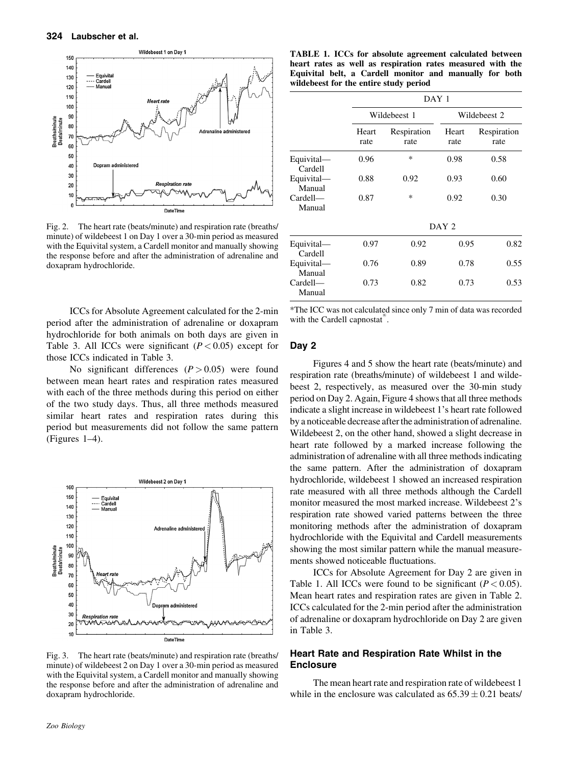Fig. 2. The heart rate (beats/minute) and respiration rate (breaths/minute) of wildebeest 1 on Day 1 over a 30-min period as measured with the Equivital system, a Cardell monitor and manually showing the response before and after the administration of adrenaline and doxapram hydrochloride.

ICCs for Absolute Agreement calculated for the 2-min period after the administration of adrenaline or doxapram hydrochloride for both animals on both days are given in Table 3. All ICCs were significant ($P < 0.05$) except for those ICCs indicated in Table 3.

No significant differences ($P > 0.05$) were found between mean heart rates and respiration rates measured with each of the three methods during this period on either of the two study days. Thus, all three methods measured similar heart rates and respiration rates during this period but measurements did not follow the same pattern (Figures 1–4).

Fig. 3. The heart rate (beats/minute) and respiration rate (breaths/minute) of wildebeest 2 on Day 1 over a 30-min period as measured with the Equivital system, a Cardell monitor and manually showing the response before and after the administration of adrenaline and doxapram hydrochloride.

**TABLE 1. ICCs for absolute agreement calculated between heart rates as well as respiration rates measured with the Equivital belt, a Cardell monitor and manually for both wildebeest for the entire study period**

| | DAY 1 | | | |
|---|---|---|---|---|
| | Wildebeest 1 | | Wildebeest 2 | |
| | Heart rate | Respiration rate | Heart rate | Respiration rate |
| Equivital—Cardell | 0.96 | * | 0.98 | 0.58 |
| Equivital—Manual | 0.88 | 0.92 | 0.93 | 0.60 |
| Cardell—Manual | 0.87 | * | 0.92 | 0.30 |
| | DAY 2 | | | |
| Equivital—Cardell | 0.97 | 0.92 | 0.95 | 0.82 |
| Equivital—Manual | 0.76 | 0.89 | 0.78 | 0.55 |
| Cardell—Manual | 0.73 | 0.82 | 0.73 | 0.53 |

*The ICC was not calculated since only 7 min of data was recorded with the Cardell capnostat®.

## Day 2

Figures 4 and 5 show the heart rate (beats/minute) and respiration rate (breaths/minute) of wildebeest 1 and wildebeest 2, respectively, as measured over the 30-min study period on Day 2. Again, Figure 4 shows that all three methods indicate a slight increase in wildebeest 1's heart rate followed by a noticeable decrease after the administration of adrenaline. Wildebeest 2, on the other hand, showed a slight decrease in heart rate followed by a marked increase following the administration of adrenaline with all three methods indicating the same pattern. After the administration of doxapram hydrochloride, wildebeest 1 showed an increased respiration rate measured with all three methods although the Cardell monitor measured the most marked increase. Wildebeest 2's respiration rate showed varied patterns between the three monitoring methods after the administration of doxapram hydrochloride with the Equivital and Cardell measurements showing the most similar pattern while the manual measurements showed noticeable fluctuations.

ICCs for Absolute Agreement for Day 2 are given in Table 1. All ICCs were found to be significant ($P < 0.05$). Mean heart rates and respiration rates are given in Table 2. ICCs calculated for the 2-min period after the administration of adrenaline or doxapram hydrochloride on Day 2 are given in Table 3.

## Heart Rate and Respiration Rate Whilst in the Enclosure

The mean heart rate and respiration rate of wildebeest 1 while in the enclosure was calculated as $65.39 \pm 0.21$ beats/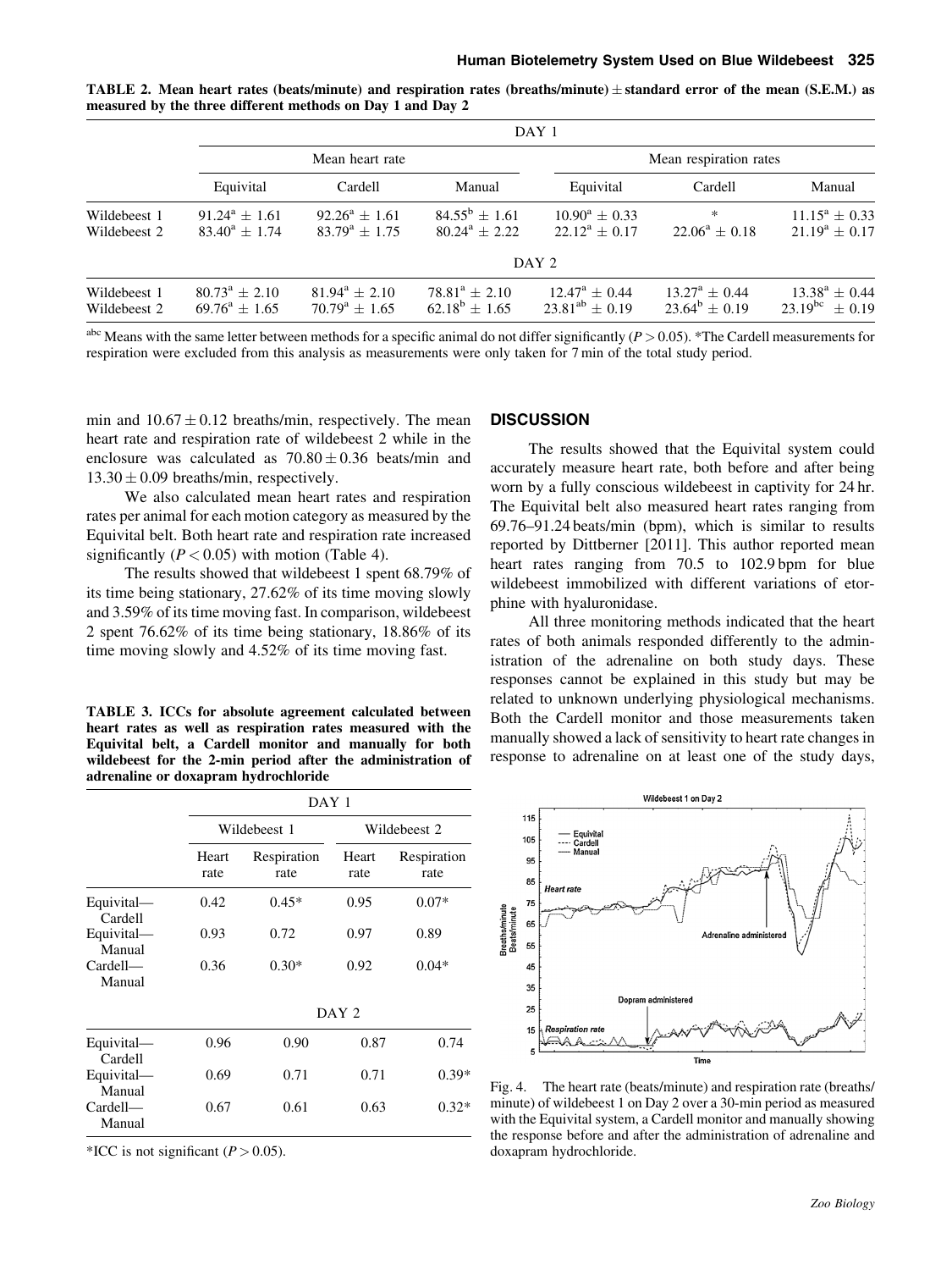**TABLE 2. Mean heart rates (beats/minute) and respiration rates (breaths/minute) ± standard error of the mean (S.E.M.) as measured by the three different methods on Day 1 and Day 2**

| | DAY 1 | | | | | |
|---|---|---|---|---|---|---|
| | Mean heart rate | | | Mean respiration rates | | |
| | Equivital | Cardell | Manual | Equivital | Cardell | Manual |
| Wildebeest 1 | $91.24^a \pm 1.61$ | $92.26^a \pm 1.61$ | $84.55^b \pm 1.61$ | $10.90^a \pm 0.33$ | * | $11.15^a \pm 0.33$ |
| Wildebeest 2 | $83.40^a \pm 1.74$ | $83.79^a \pm 1.75$ | $80.24^a \pm 2.22$ | $22.12^a \pm 0.17$ | $22.06^a \pm 0.18$ | $21.19^a \pm 0.17$ |
| | DAY 2 | | | | | |
| Wildebeest 1 | $80.73^a \pm 2.10$ | $81.94^a \pm 2.10$ | $78.81^a \pm 2.10$ | $12.47^a \pm 0.44$ | $13.27^a \pm 0.44$ | $13.38^a \pm 0.44$ |
| Wildebeest 2 | $69.76^a \pm 1.65$ | $70.79^a \pm 1.65$ | $62.18^b \pm 1.65$ | $23.81^{ab} \pm 0.19$ | $23.64^b \pm 0.19$ | $23.19^{bc} \pm 0.19$ |

[abc] Means with the same letter between methods for a specific animal do not differ significantly ($P > 0.05$). *The Cardell measurements for respiration were excluded from this analysis as measurements were only taken for 7 min of the total study period.

min and $10.67 \pm 0.12$ breaths/min, respectively. The mean heart rate and respiration rate of wildebeest 2 while in the enclosure was calculated as $70.80 \pm 0.36$ beats/min and $13.30 \pm 0.09$ breaths/min, respectively.

We also calculated mean heart rates and respiration rates per animal for each motion category as measured by the Equivital belt. Both heart rate and respiration rate increased significantly ($P < 0.05$) with motion (Table 4).

The results showed that wildebeest 1 spent 68.79% of its time being stationary, 27.62% of its time moving slowly and 3.59% of its time moving fast. In comparison, wildebeest 2 spent 76.62% of its time being stationary, 18.86% of its time moving slowly and 4.52% of its time moving fast.

**TABLE 3. ICCs for absolute agreement calculated between heart rates as well as respiration rates measured with the Equivital belt, a Cardell monitor and manually for both wildebeest for the 2-min period after the administration of adrenaline or doxapram hydrochloride**

| | DAY 1 | | | |
|---|---|---|---|---|
| | Wildebeest 1 | | Wildebeest 2 | |
| | Heart rate | Respiration rate | Heart rate | Respiration rate |
| Equivital—Cardell | 0.42 | 0.45* | 0.95 | 0.07* |
| Equivital—Manual | 0.93 | 0.72 | 0.97 | 0.89 |
| Cardell—Manual | 0.36 | 0.30* | 0.92 | 0.04* |
| | DAY 2 | | | |
| Equivital—Cardell | 0.96 | 0.90 | 0.87 | 0.74 |
| Equivital—Manual | 0.69 | 0.71 | 0.71 | 0.39* |
| Cardell—Manual | 0.67 | 0.61 | 0.63 | 0.32* |

*ICC is not significant ($P > 0.05$).

## DISCUSSION

The results showed that the Equivital system could accurately measure heart rate, both before and after being worn by a fully conscious wildebeest in captivity for 24 hr. The Equivital belt also measured heart rates ranging from 69.76–91.24 beats/min (bpm), which is similar to results reported by Dittberner [2011]. This author reported mean heart rates ranging from 70.5 to 102.9 bpm for blue wildebeest immobilized with different variations of etorphine with hyaluronidase.

All three monitoring methods indicated that the heart rates of both animals responded differently to the administration of the adrenaline on both study days. These responses cannot be explained in this study but may be related to unknown underlying physiological mechanisms. Both the Cardell monitor and those measurements taken manually showed a lack of sensitivity to heart rate changes in response to adrenaline on at least one of the study days,

Fig. 4. The heart rate (beats/minute) and respiration rate (breaths/minute) of wildebeest 1 on Day 2 over a 30-min period as measured with the Equivital system, a Cardell monitor and manually showing the response before and after the administration of adrenaline and doxapram hydrochloride.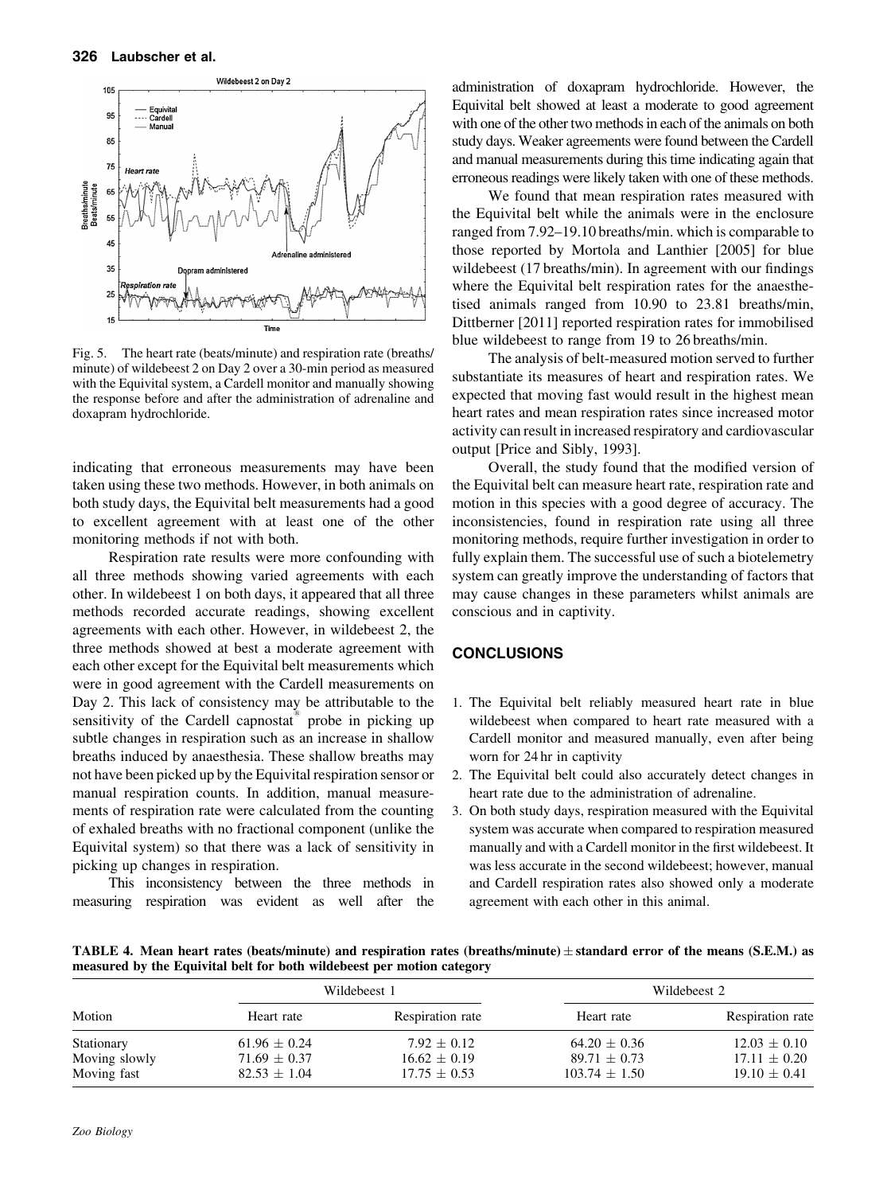Fig. 5. The heart rate (beats/minute) and respiration rate (breaths/minute) of wildebeest 2 on Day 2 over a 30-min period as measured with the Equivital system, a Cardell monitor and manually showing the response before and after the administration of adrenaline and doxapram hydrochloride.

indicating that erroneous measurements may have been taken using these two methods. However, in both animals on both study days, the Equivital belt measurements had a good to excellent agreement with at least one of the other monitoring methods if not with both.

Respiration rate results were more confounding with all three methods showing varied agreements with each other. In wildebeest 1 on both days, it appeared that all three methods recorded accurate readings, showing excellent agreements with each other. However, in wildebeest 2, the three methods showed at best a moderate agreement with each other except for the Equivital belt measurements which were in good agreement with the Cardell measurements on Day 2. This lack of consistency may be attributable to the sensitivity of the Cardell capnostat® probe in picking up subtle changes in respiration such as an increase in shallow breaths induced by anaesthesia. These shallow breaths may not have been picked up by the Equivital respiration sensor or manual respiration counts. In addition, manual measurements of respiration rate were calculated from the counting of exhaled breaths with no fractional component (unlike the Equivital system) so that there was a lack of sensitivity in picking up changes in respiration.

This inconsistency between the three methods in measuring respiration was evident as well after the administration of doxapram hydrochloride. However, the Equivital belt showed at least a moderate to good agreement with one of the other two methods in each of the animals on both study days. Weaker agreements were found between the Cardell and manual measurements during this time indicating again that erroneous readings were likely taken with one of these methods.

We found that mean respiration rates measured with the Equivital belt while the animals were in the enclosure ranged from 7.92–19.10 breaths/min. which is comparable to those reported by Mortola and Lanthier [2005] for blue wildebeest (17 breaths/min). In agreement with our findings where the Equivital belt respiration rates for the anaesthetised animals ranged from 10.90 to 23.81 breaths/min, Dittberner [2011] reported respiration rates for immobilised blue wildebeest to range from 19 to 26 breaths/min.

The analysis of belt-measured motion served to further substantiate its measures of heart and respiration rates. We expected that moving fast would result in the highest mean heart rates and mean respiration rates since increased motor activity can result in increased respiratory and cardiovascular output [Price and Sibly, 1993].

Overall, the study found that the modified version of the Equivital belt can measure heart rate, respiration rate and motion in this species with a good degree of accuracy. The inconsistencies, found in respiration rate using all three monitoring methods, require further investigation in order to fully explain them. The successful use of such a biotelemetry system can greatly improve the understanding of factors that may cause changes in these parameters whilst animals are conscious and in captivity.

## CONCLUSIONS

1. The Equivital belt reliably measured heart rate in blue wildebeest when compared to heart rate measured with a Cardell monitor and measured manually, even after being worn for 24 hr in captivity
2. The Equivital belt could also accurately detect changes in heart rate due to the administration of adrenaline.
3. On both study days, respiration measured with the Equivital system was accurate when compared to respiration measured manually and with a Cardell monitor in the first wildebeest. It was less accurate in the second wildebeest; however, manual and Cardell respiration rates also showed only a moderate agreement with each other in this animal.

**TABLE 4. Mean heart rates (beats/minute) and respiration rates (breaths/minute) ± standard error of the means (S.E.M.) as measured by the Equivital belt for both wildebeest per motion category**

| Motion | Wildebeest 1 | | Wildebeest 2 | |
|---|---|---|---|---|
| | Heart rate | Respiration rate | Heart rate | Respiration rate |
| Stationary | 61.96 ± 0.24 | 7.92 ± 0.12 | 64.20 ± 0.36 | 12.03 ± 0.10 |
| Moving slowly | 71.69 ± 0.37 | 16.62 ± 0.19 | 89.71 ± 0.73 | 17.11 ± 0.20 |
| Moving fast | 82.53 ± 1.04 | 17.75 ± 0.53 | 103.74 ± 1.50 | 19.10 ± 0.41 |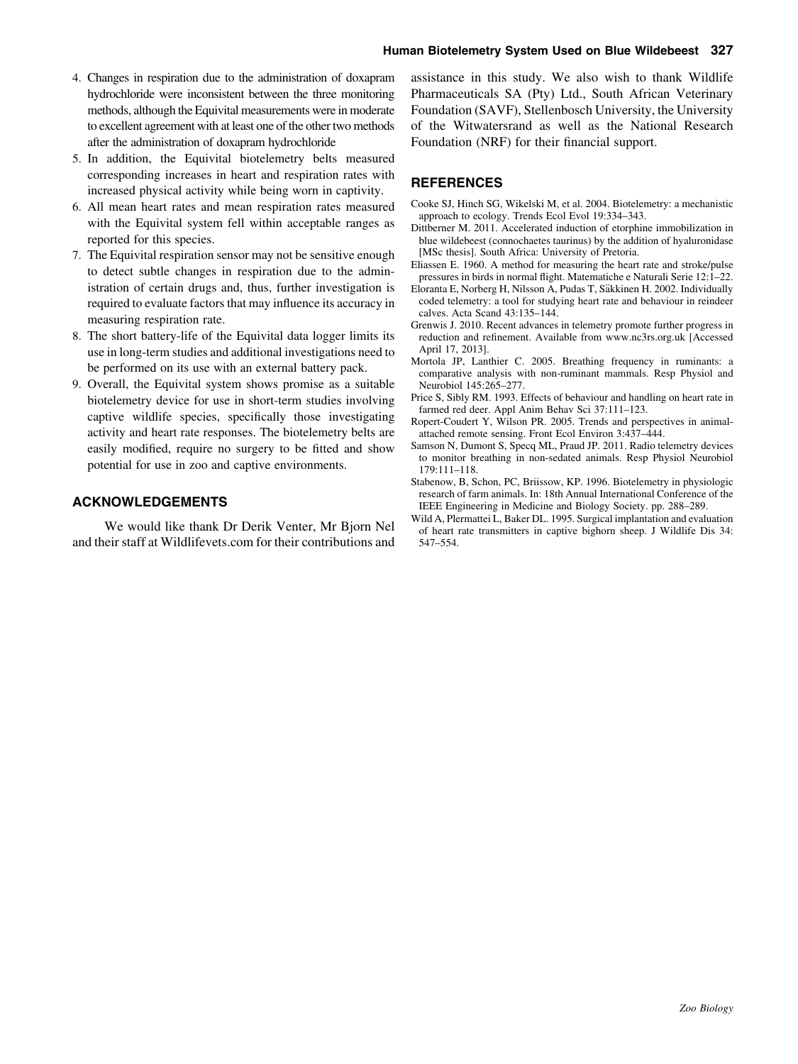4. Changes in respiration due to the administration of doxapram hydrochloride were inconsistent between the three monitoring methods, although the Equivital measurements were in moderate to excellent agreement with at least one of the other two methods after the administration of doxapram hydrochloride
5. In addition, the Equivital biotelemetry belts measured corresponding increases in heart and respiration rates with increased physical activity while being worn in captivity.
6. All mean heart rates and mean respiration rates measured with the Equivital system fell within acceptable ranges as reported for this species.
7. The Equivital respiration sensor may not be sensitive enough to detect subtle changes in respiration due to the administration of certain drugs and, thus, further investigation is required to evaluate factors that may influence its accuracy in measuring respiration rate.
8. The short battery-life of the Equivital data logger limits its use in long-term studies and additional investigations need to be performed on its use with an external battery pack.
9. Overall, the Equivital system shows promise as a suitable biotelemetry device for use in short-term studies involving captive wildlife species, specifically those investigating activity and heart rate responses. The biotelemetry belts are easily modified, require no surgery to be fitted and show potential for use in zoo and captive environments.

## ACKNOWLEDGEMENTS

We would like thank Dr Derik Venter, Mr Bjorn Nel and their staff at Wildlifevets.com for their contributions and assistance in this study. We also wish to thank Wildlife Pharmaceuticals SA (Pty) Ltd., South African Veterinary Foundation (SAVF), Stellenbosch University, the University of the Witwatersrand as well as the National Research Foundation (NRF) for their financial support.

## REFERENCES

Cooke SJ, Hinch SG, Wikelski M, et al. 2004. Biotelemetry: a mechanistic approach to ecology. Trends Ecol Evol 19:334–343.

Dittberner M. 2011. Accelerated induction of etorphine immobilization in blue wildebeest (connochaetes taurinus) by the addition of hyaluronidase [MSc thesis]. South Africa: University of Pretoria.

Eliassen E. 1960. A method for measuring the heart rate and stroke/pulse pressures in birds in normal flight. Matematiche e Naturali Serie 12:1–22.

Eloranta E, Norberg H, Nilsson A, Pudas T, Säkkinen H. 2002. Individually coded telemetry: a tool for studying heart rate and behaviour in reindeer calves. Acta Scand 43:135–144.

Grenwis J. 2010. Recent advances in telemetry promote further progress in reduction and refinement. Available from www.nc3rs.org.uk [Accessed April 17, 2013].

Mortola JP, Lanthier C. 2005. Breathing frequency in ruminants: a comparative analysis with non-ruminant mammals. Resp Physiol and Neurobiol 145:265–277.

Price S, Sibly RM. 1993. Effects of behaviour and handling on heart rate in farmed red deer. Appl Anim Behav Sci 37:111–123.

Ropert-Coudert Y, Wilson PR. 2005. Trends and perspectives in animal-attached remote sensing. Front Ecol Environ 3:437–444.

Samson N, Dumont S, Specq ML, Praud JP. 2011. Radio telemetry devices to monitor breathing in non-sedated animals. Resp Physiol Neurobiol 179:111–118.

Stabenow, B, Schon, PC, Briissow, KP. 1996. Biotelemetry in physiologic research of farm animals. In: 18th Annual International Conference of the IEEE Engineering in Medicine and Biology Society. pp. 288–289.

Wild A, Plermattei L, Baker DL. 1995. Surgical implantation and evaluation of heart rate transmitters in captive bighorn sheep. J Wildlife Dis 34: 547–554.